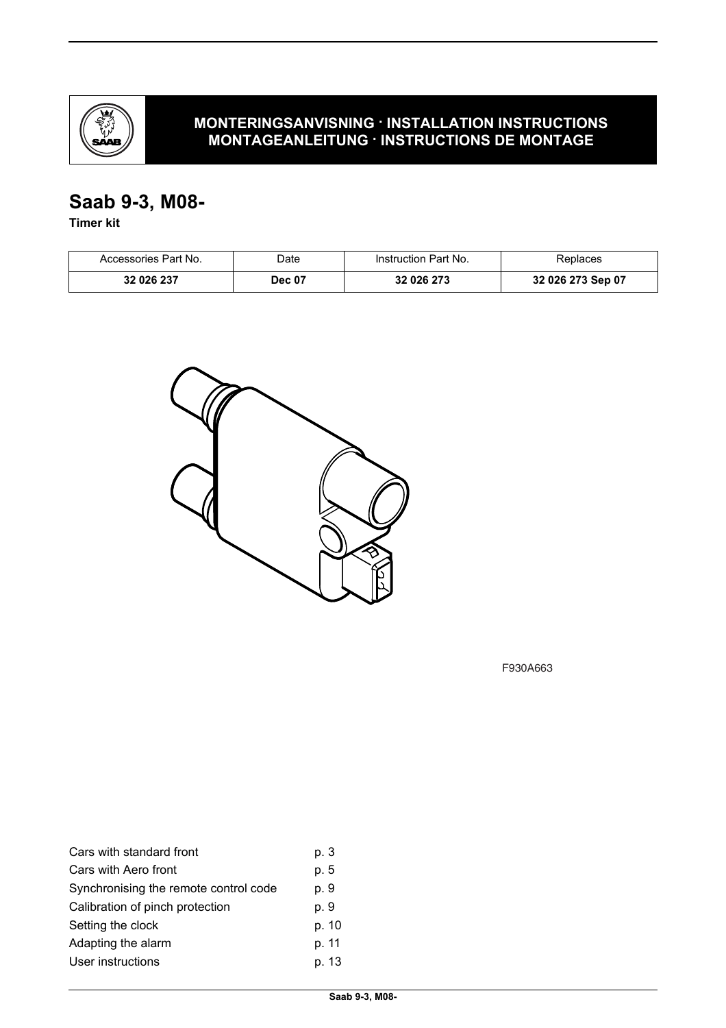**MONTERINGSANVISNING · INSTALLATION INSTRUCTIONS**
**MONTAGEANLEITUNG · INSTRUCTIONS DE MONTAGE**

# Saab 9-3, M08-

**Timer kit**

| Accessories Part No. | Date | Instruction Part No. | Replaces |
|---|---|---|---|
| **32 026 237** | **Dec 07** | **32 026 273** | **32 026 273 Sep 07** |

F930A663

| | |
|---|---|
| Cars with standard front | p. 3 |
| Cars with Aero front | p. 5 |
| Synchronising the remote control code | p. 9 |
| Calibration of pinch protection | p. 9 |
| Setting the clock | p. 10 |
| Adapting the alarm | p. 11 |
| User instructions | p. 13 |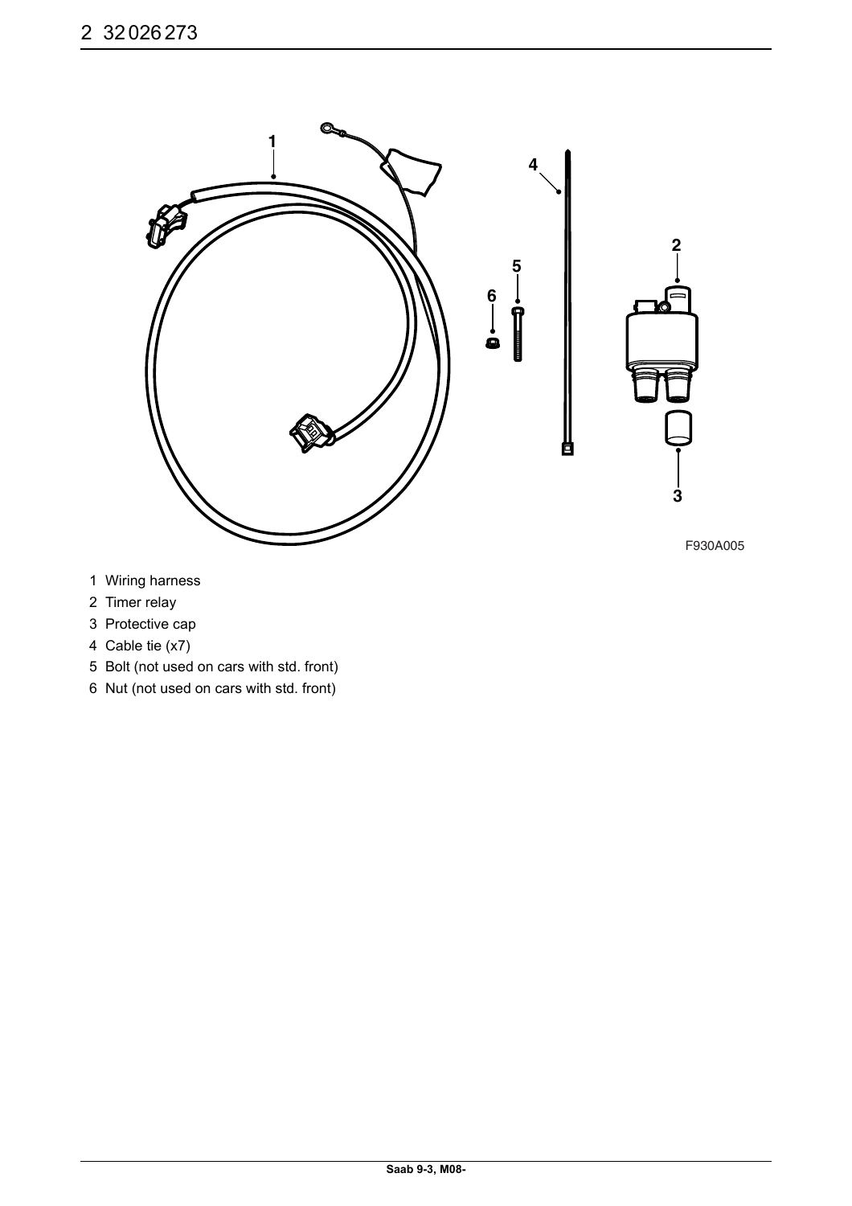F930A005

1 Wiring harness
2 Timer relay
3 Protective cap
4 Cable tie (x7)
5 Bolt (not used on cars with std. front)
6 Nut (not used on cars with std. front)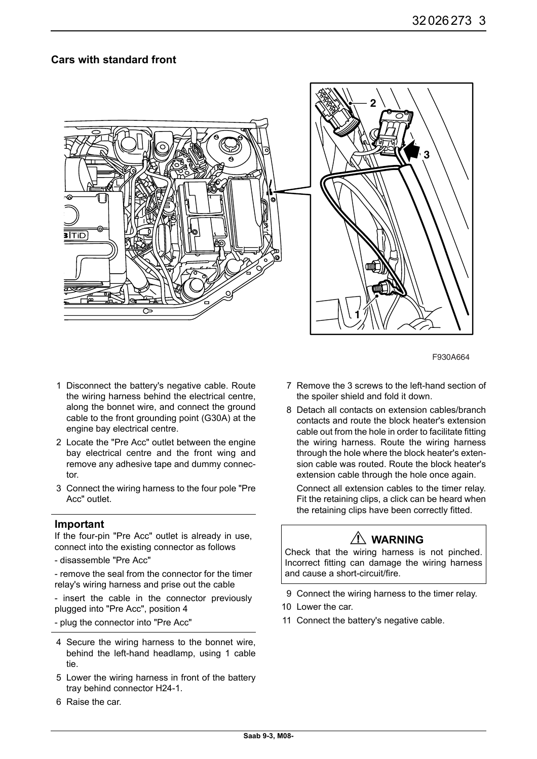## Cars with standard front

F930A664

1. Disconnect the battery's negative cable. Route the wiring harness behind the electrical centre, along the bonnet wire, and connect the ground cable to the front grounding point (G30A) at the engine bay electrical centre.
2. Locate the "Pre Acc" outlet between the engine bay electrical centre and the front wing and remove any adhesive tape and dummy connector.
3. Connect the wiring harness to the four pole "Pre Acc" outlet.

### Important

If the four-pin "Pre Acc" outlet is already in use, connect into the existing connector as follows

- disassemble "Pre Acc"

- remove the seal from the connector for the timer relay's wiring harness and prise out the cable

- insert the cable in the connector previously plugged into "Pre Acc", position 4

- plug the connector into "Pre Acc"

4. Secure the wiring harness to the bonnet wire, behind the left-hand headlamp, using 1 cable tie.
5. Lower the wiring harness in front of the battery tray behind connector H24-1.
6. Raise the car.
7. Remove the 3 screws to the left-hand section of the spoiler shield and fold it down.
8. Detach all contacts on extension cables/branch contacts and route the block heater's extension cable out from the hole in order to facilitate fitting the wiring harness. Route the wiring harness through the hole where the block heater's extension cable was routed. Route the block heater's extension cable through the hole once again.

   Connect all extension cables to the timer relay. Fit the retaining clips, a click can be heard when the retaining clips have been correctly fitted.

### ⚠ WARNING

Check that the wiring harness is not pinched. Incorrect fitting can damage the wiring harness and cause a short-circuit/fire.

9. Connect the wiring harness to the timer relay.
10. Lower the car.
11. Connect the battery's negative cable.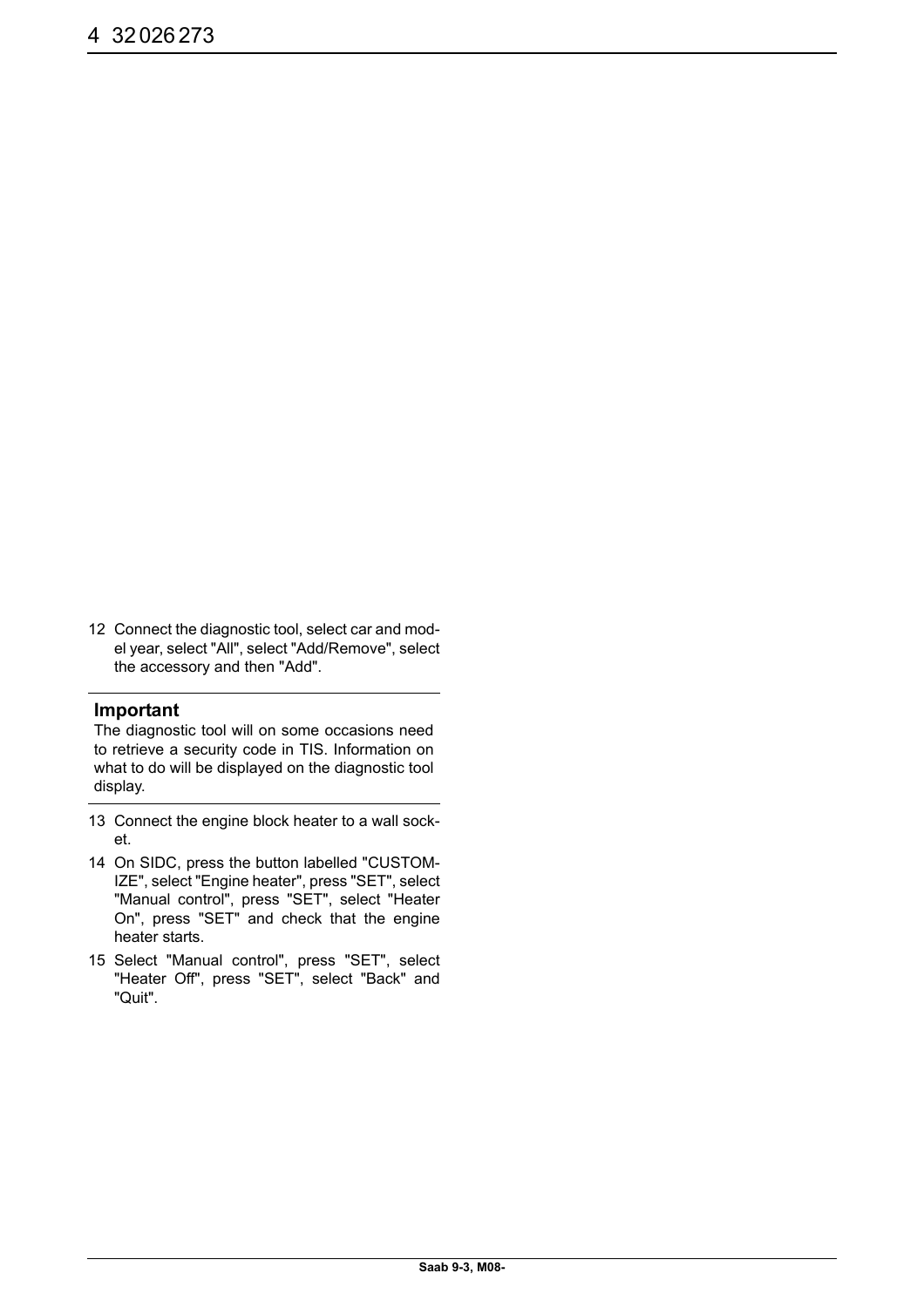12 Connect the diagnostic tool, select car and model year, select "All", select "Add/Remove", select the accessory and then "Add".

**Important**

The diagnostic tool will on some occasions need to retrieve a security code in TIS. Information on what to do will be displayed on the diagnostic tool display.

13 Connect the engine block heater to a wall socket.

14 On SIDC, press the button labelled "CUSTOMIZE", select "Engine heater", press "SET", select "Manual control", press "SET", select "Heater On", press "SET" and check that the engine heater starts.

15 Select "Manual control", press "SET", select "Heater Off", press "SET", select "Back" and "Quit".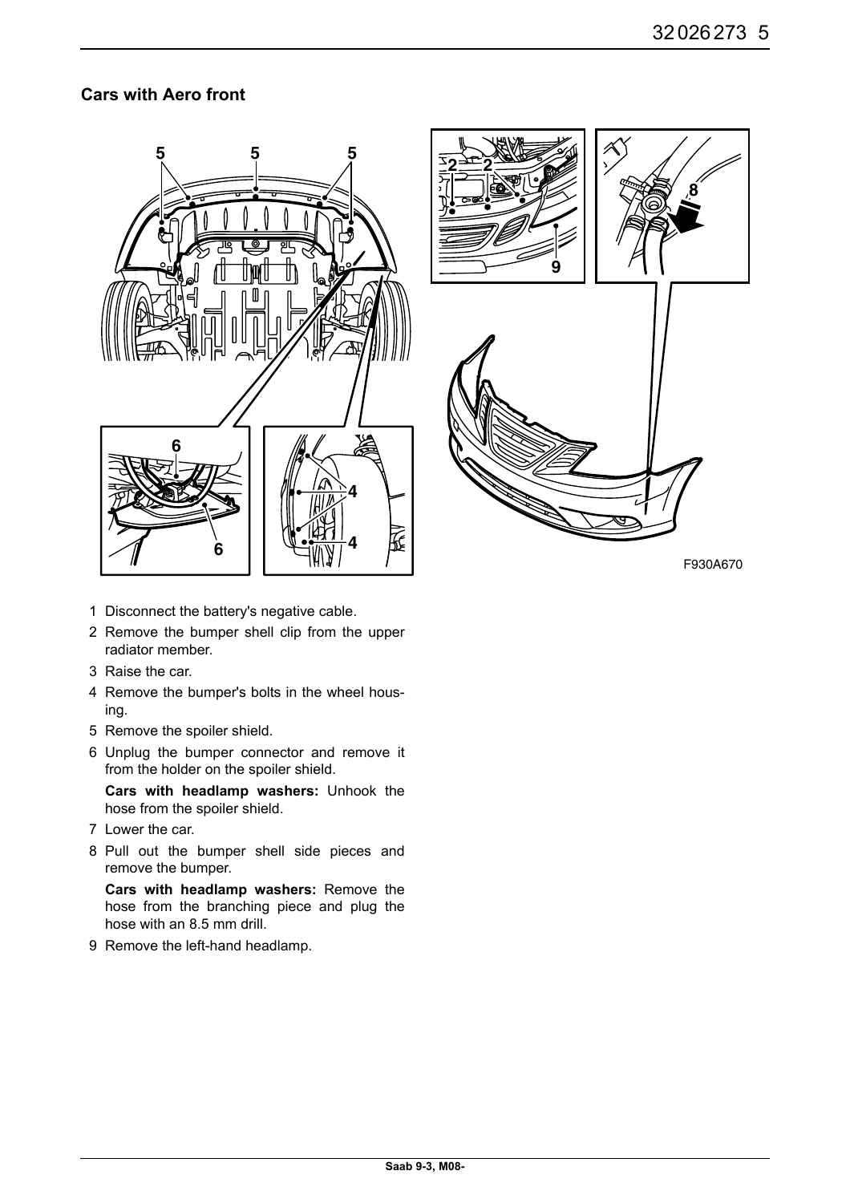## Cars with Aero front

F930A670

1 Disconnect the battery's negative cable.
2 Remove the bumper shell clip from the upper radiator member.
3 Raise the car.
4 Remove the bumper's bolts in the wheel housing.
5 Remove the spoiler shield.
6 Unplug the bumper connector and remove it from the holder on the spoiler shield.

   **Cars with headlamp washers:** Unhook the hose from the spoiler shield.

7 Lower the car.
8 Pull out the bumper shell side pieces and remove the bumper.

   **Cars with headlamp washers:** Remove the hose from the branching piece and plug the hose with an 8.5 mm drill.

9 Remove the left-hand headlamp.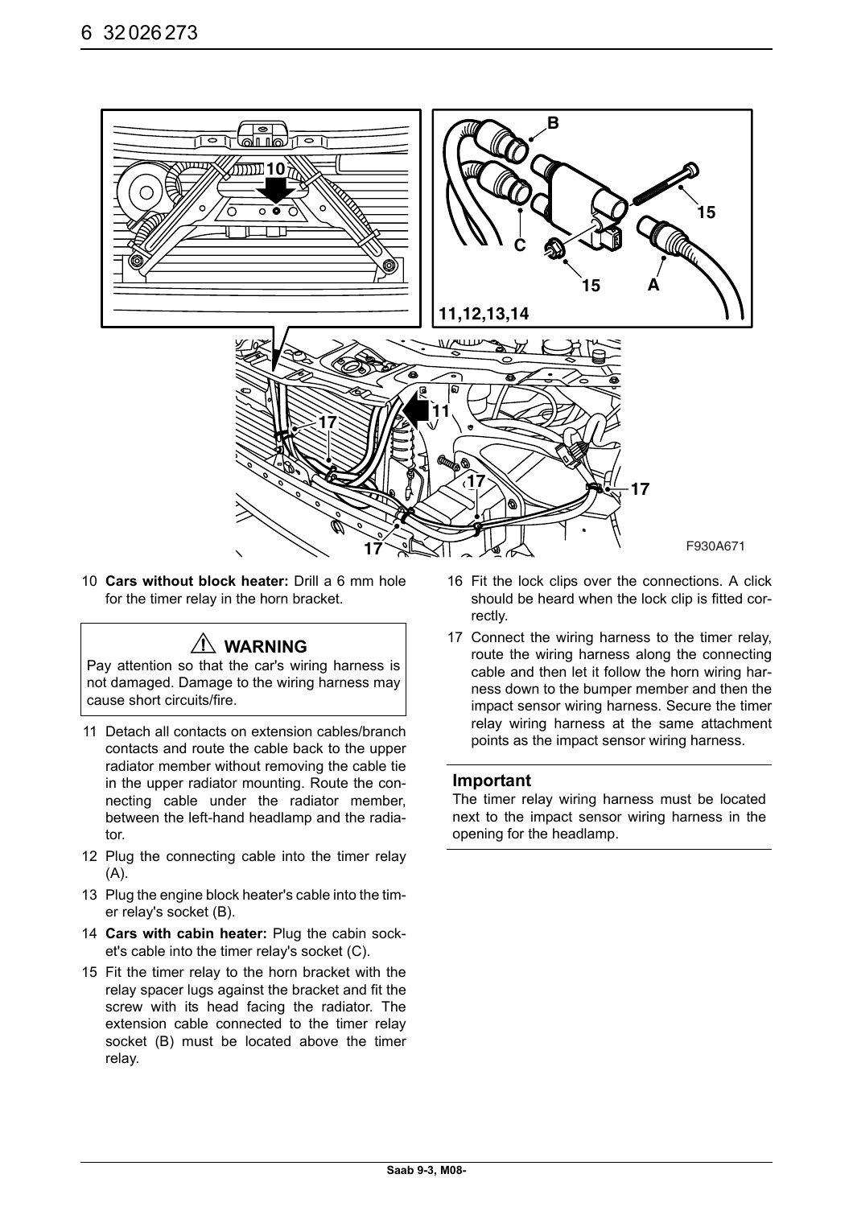10 **Cars without block heater:** Drill a 6 mm hole for the timer relay in the horn bracket.

> ⚠ **WARNING**
>
> Pay attention so that the car's wiring harness is not damaged. Damage to the wiring harness may cause short circuits/fire.

11 Detach all contacts on extension cables/branch contacts and route the cable back to the upper radiator member without removing the cable tie in the upper radiator mounting. Route the connecting cable under the radiator member, between the left-hand headlamp and the radiator.

12 Plug the connecting cable into the timer relay (A).

13 Plug the engine block heater's cable into the timer relay's socket (B).

14 **Cars with cabin heater:** Plug the cabin socket's cable into the timer relay's socket (C).

15 Fit the timer relay to the horn bracket with the relay spacer lugs against the bracket and fit the screw with its head facing the radiator. The extension cable connected to the timer relay socket (B) must be located above the timer relay.

16 Fit the lock clips over the connections. A click should be heard when the lock clip is fitted correctly.

17 Connect the wiring harness to the timer relay, route the wiring harness along the connecting cable and then let it follow the horn wiring harness down to the bumper member and then the impact sensor wiring harness. Secure the timer relay wiring harness at the same attachment points as the impact sensor wiring harness.

### Important

The timer relay wiring harness must be located next to the impact sensor wiring harness in the opening for the headlamp.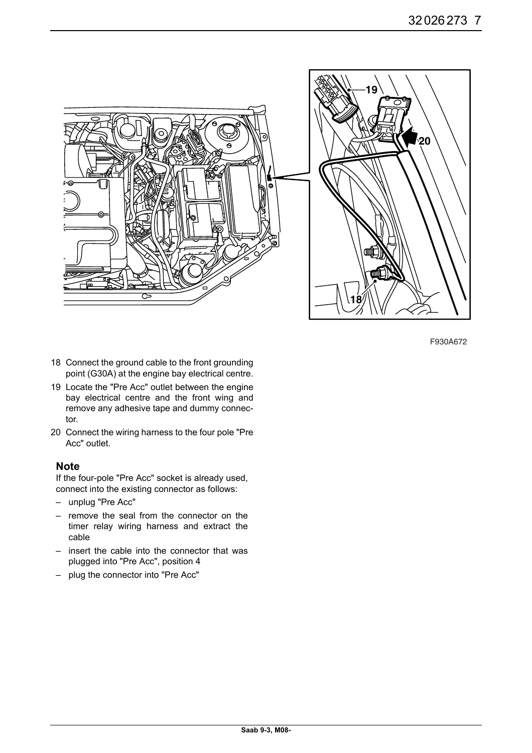F930A672

18 Connect the ground cable to the front grounding point (G30A) at the engine bay electrical centre.

19 Locate the "Pre Acc" outlet between the engine bay electrical centre and the front wing and remove any adhesive tape and dummy connector.

20 Connect the wiring harness to the four pole "Pre Acc" outlet.

### Note

If the four-pole "Pre Acc" socket is already used, connect into the existing connector as follows:

- unplug "Pre Acc"
- remove the seal from the connector on the timer relay wiring harness and extract the cable
- insert the cable into the connector that was plugged into "Pre Acc", position 4
- plug the connector into "Pre Acc"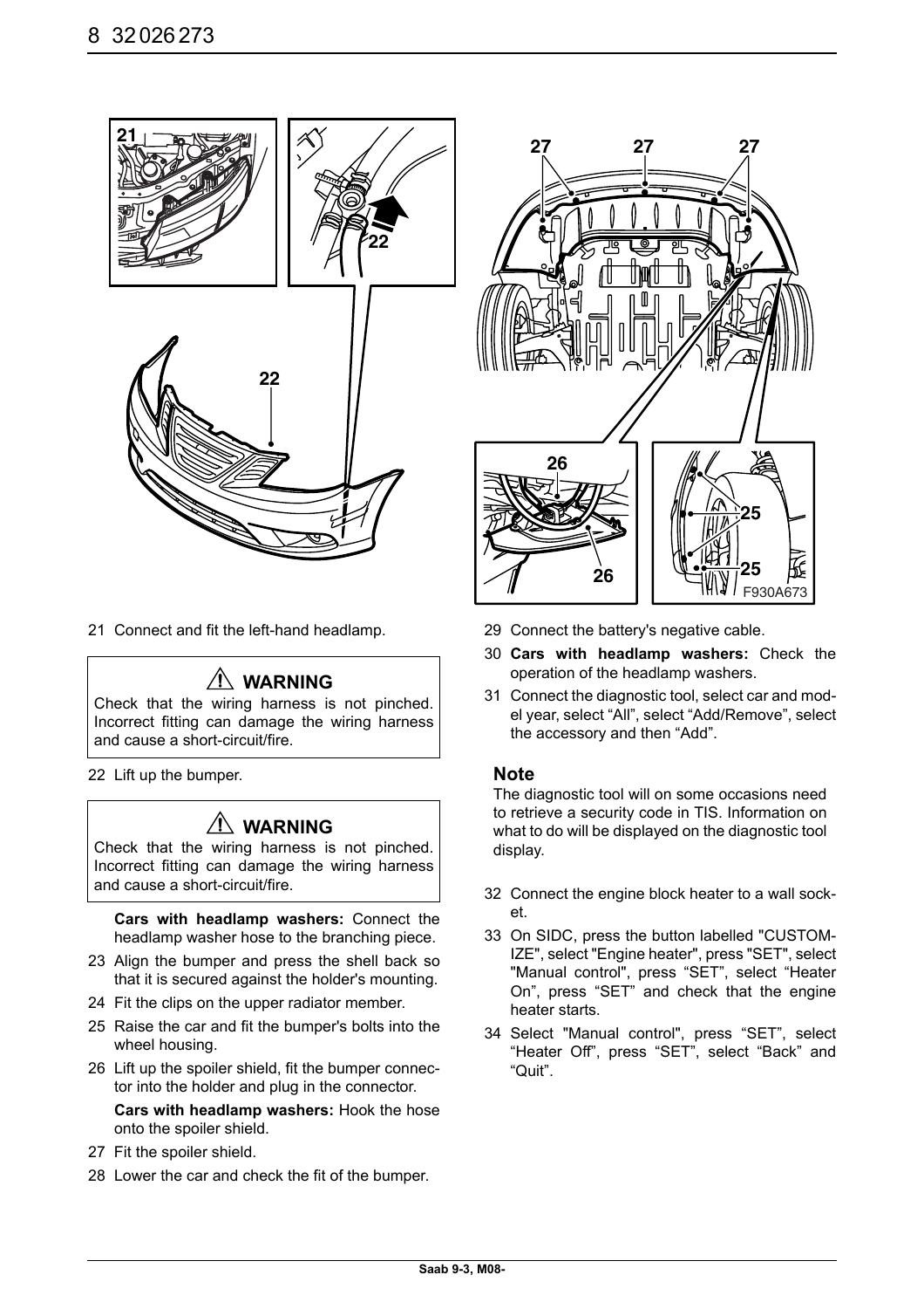21 Connect and fit the left-hand headlamp.

> ⚠ **WARNING**
>
> Check that the wiring harness is not pinched. Incorrect fitting can damage the wiring harness and cause a short-circuit/fire.

22 Lift up the bumper.

> ⚠ **WARNING**
>
> Check that the wiring harness is not pinched. Incorrect fitting can damage the wiring harness and cause a short-circuit/fire.

**Cars with headlamp washers:** Connect the headlamp washer hose to the branching piece.

23 Align the bumper and press the shell back so that it is secured against the holder's mounting.

24 Fit the clips on the upper radiator member.

25 Raise the car and fit the bumper's bolts into the wheel housing.

26 Lift up the spoiler shield, fit the bumper connector into the holder and plug in the connector.

**Cars with headlamp washers:** Hook the hose onto the spoiler shield.

27 Fit the spoiler shield.

28 Lower the car and check the fit of the bumper.

29 Connect the battery's negative cable.

30 **Cars with headlamp washers:** Check the operation of the headlamp washers.

31 Connect the diagnostic tool, select car and model year, select "All", select "Add/Remove", select the accessory and then "Add".

### Note

The diagnostic tool will on some occasions need to retrieve a security code in TIS. Information on what to do will be displayed on the diagnostic tool display.

32 Connect the engine block heater to a wall socket.

33 On SIDC, press the button labelled "CUSTOMIZE", select "Engine heater", press "SET", select "Manual control", press "SET", select "Heater On", press "SET" and check that the engine heater starts.

34 Select "Manual control", press "SET", select "Heater Off", press "SET", select "Back" and "Quit".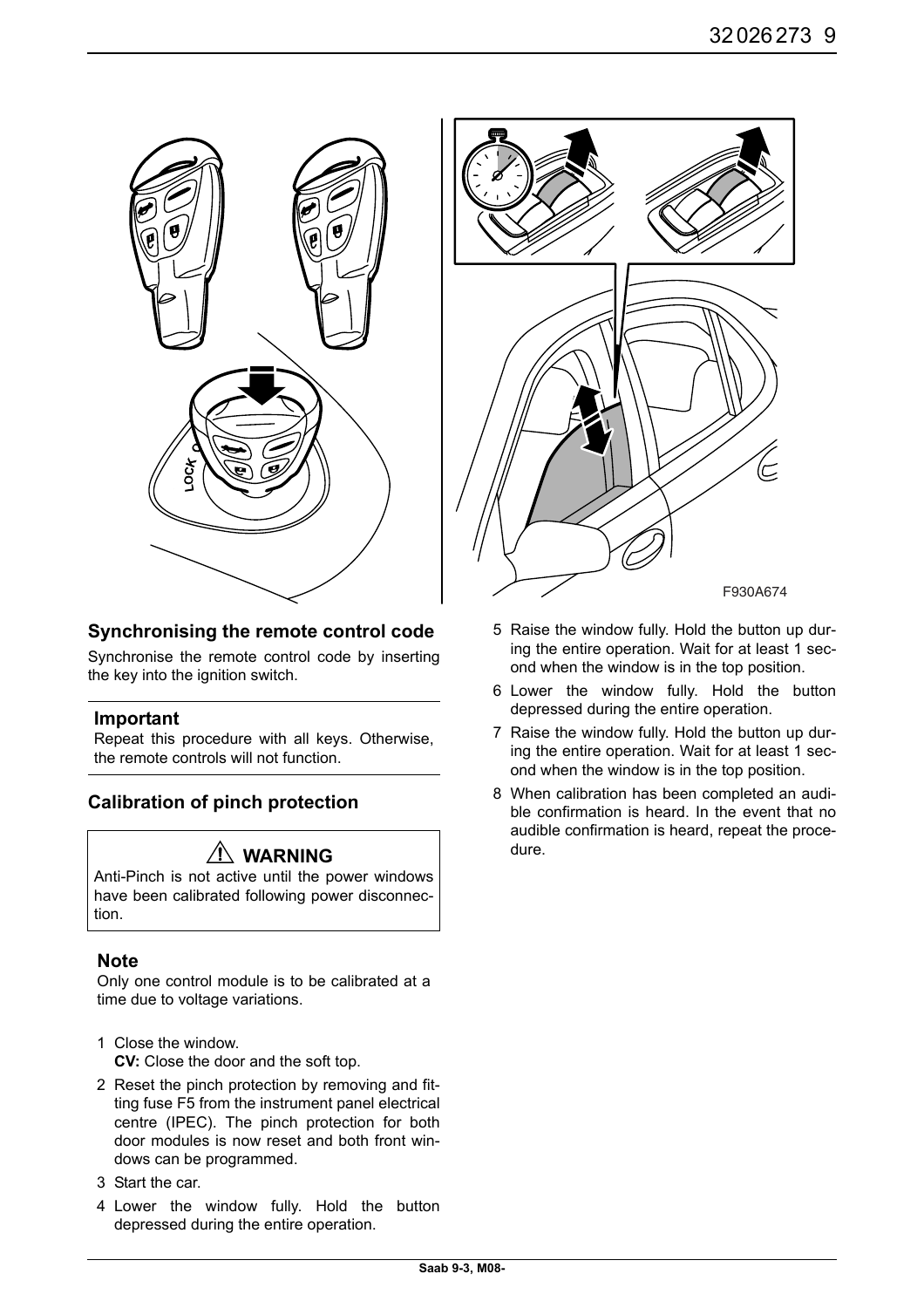F930A674

## Synchronising the remote control code

Synchronise the remote control code by inserting the key into the ignition switch.

### Important

Repeat this procedure with all keys. Otherwise, the remote controls will not function.

## Calibration of pinch protection

> ⚠ **WARNING**
>
> Anti-Pinch is not active until the power windows have been calibrated following power disconnection.

### Note

Only one control module is to be calibrated at a time due to voltage variations.

1. Close the window.
   **CV:** Close the door and the soft top.
2. Reset the pinch protection by removing and fitting fuse F5 from the instrument panel electrical centre (IPEC). The pinch protection for both door modules is now reset and both front windows can be programmed.
3. Start the car.
4. Lower the window fully. Hold the button depressed during the entire operation.
5. Raise the window fully. Hold the button up during the entire operation. Wait for at least 1 second when the window is in the top position.
6. Lower the window fully. Hold the button depressed during the entire operation.
7. Raise the window fully. Hold the button up during the entire operation. Wait for at least 1 second when the window is in the top position.
8. When calibration has been completed an audible confirmation is heard. In the event that no audible confirmation is heard, repeat the procedure.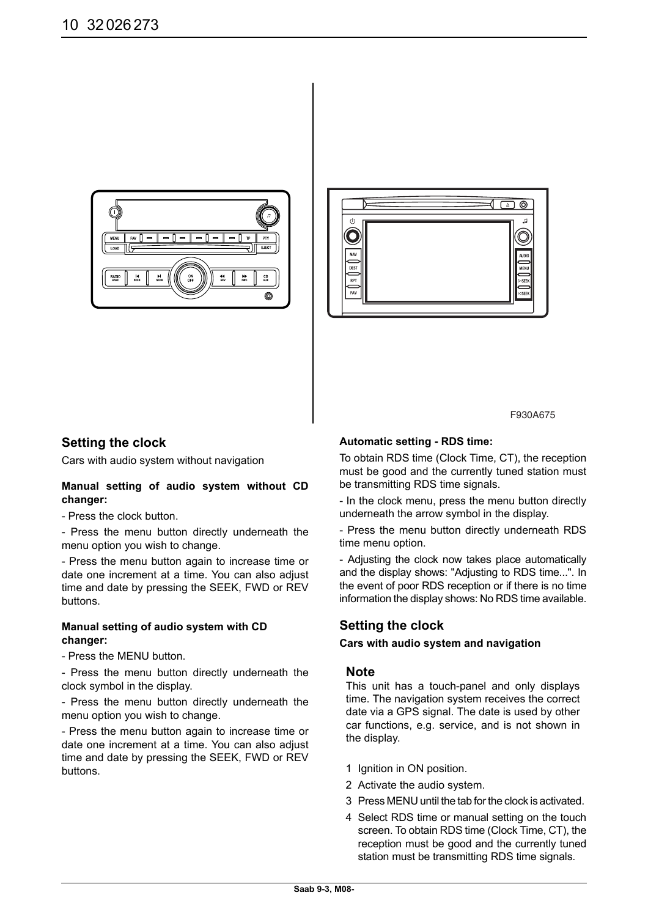F930A675

## Setting the clock

Cars with audio system without navigation

**Manual setting of audio system without CD changer:**

- Press the clock button.

- Press the menu button directly underneath the menu option you wish to change.

- Press the menu button again to increase time or date one increment at a time. You can also adjust time and date by pressing the SEEK, FWD or REV buttons.

**Manual setting of audio system with CD changer:**

- Press the MENU button.

- Press the menu button directly underneath the clock symbol in the display.

- Press the menu button directly underneath the menu option you wish to change.

- Press the menu button again to increase time or date one increment at a time. You can also adjust time and date by pressing the SEEK, FWD or REV buttons.

**Automatic setting - RDS time:**

To obtain RDS time (Clock Time, CT), the reception must be good and the currently tuned station must be transmitting RDS time signals.

- In the clock menu, press the menu button directly underneath the arrow symbol in the display.

- Press the menu button directly underneath RDS time menu option.

- Adjusting the clock now takes place automatically and the display shows: "Adjusting to RDS time...". In the event of poor RDS reception or if there is no time information the display shows: No RDS time available.

## Setting the clock

**Cars with audio system and navigation**

### Note

This unit has a touch-panel and only displays time. The navigation system receives the correct date via a GPS signal. The date is used by other car functions, e.g. service, and is not shown in the display.

1. Ignition in ON position.
2. Activate the audio system.
3. Press MENU until the tab for the clock is activated.
4. Select RDS time or manual setting on the touch screen. To obtain RDS time (Clock Time, CT), the reception must be good and the currently tuned station must be transmitting RDS time signals.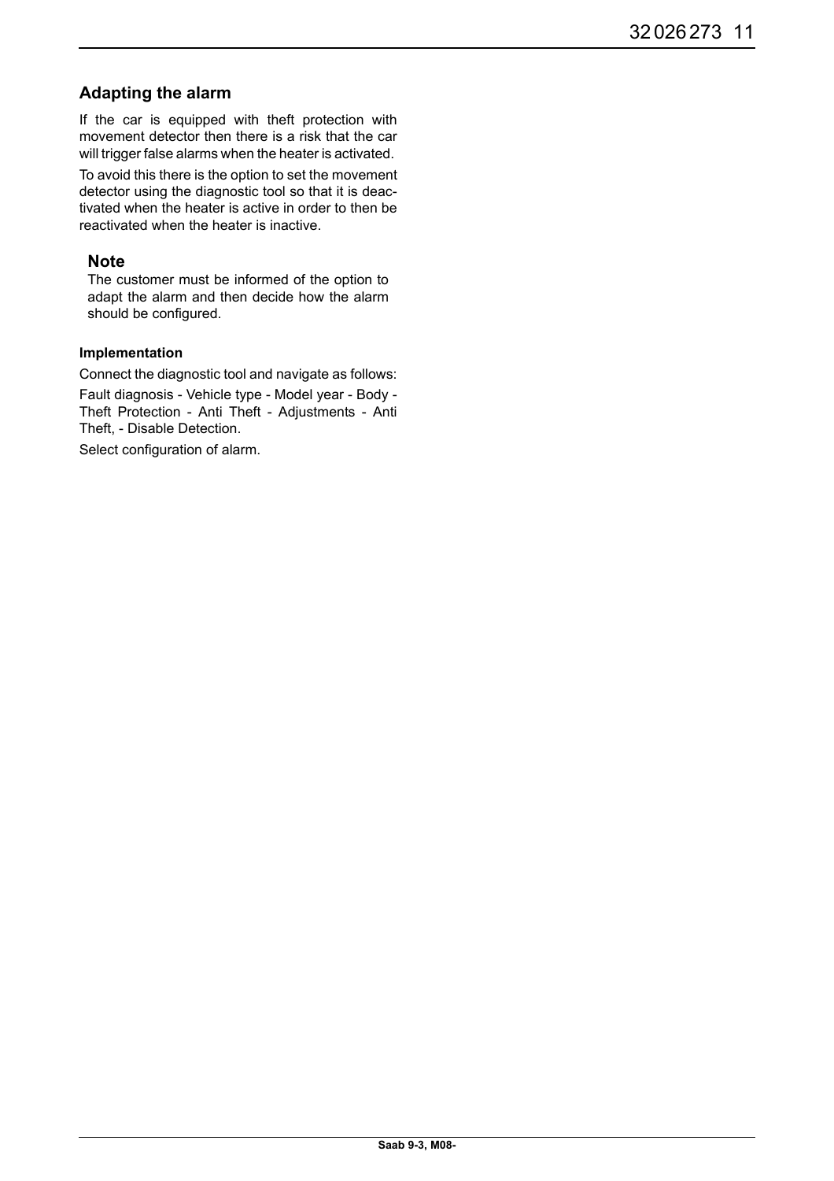## Adapting the alarm

If the car is equipped with theft protection with movement detector then there is a risk that the car will trigger false alarms when the heater is activated.

To avoid this there is the option to set the movement detector using the diagnostic tool so that it is deactivated when the heater is active in order to then be reactivated when the heater is inactive.

### Note

The customer must be informed of the option to adapt the alarm and then decide how the alarm should be configured.

#### Implementation

Connect the diagnostic tool and navigate as follows:

Fault diagnosis - Vehicle type - Model year - Body - Theft Protection - Anti Theft - Adjustments - Anti Theft, - Disable Detection.

Select configuration of alarm.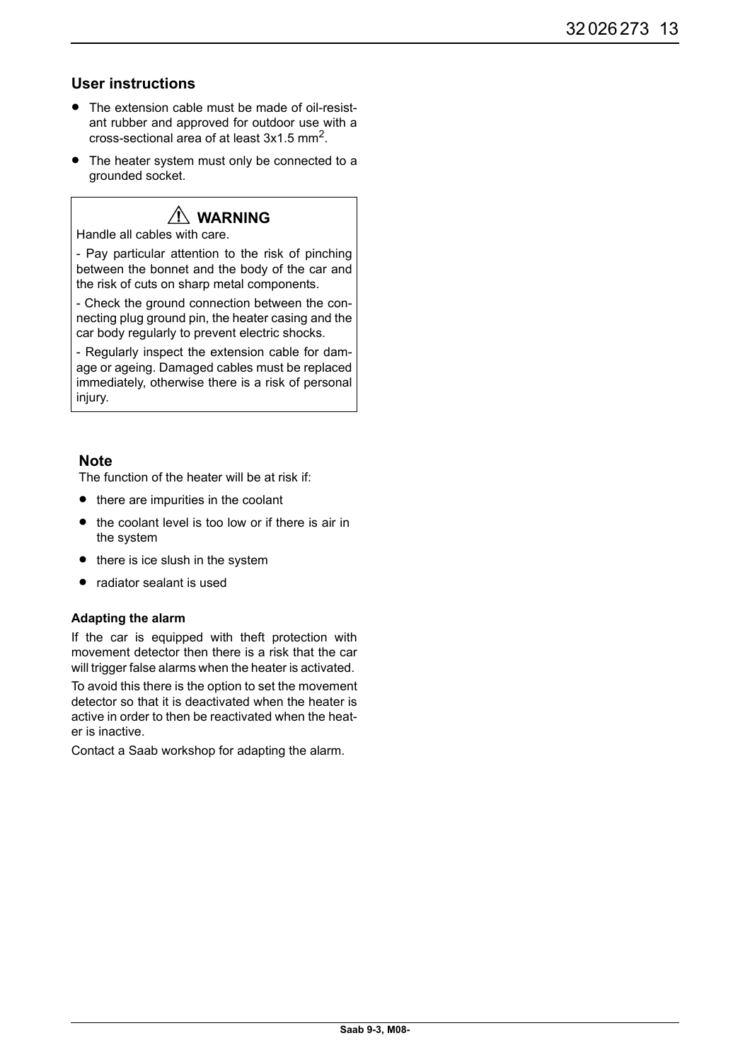## User instructions

- The extension cable must be made of oil-resistant rubber and approved for outdoor use with a cross-sectional area of at least 3x1.5 $mm^2$.
- The heater system must only be connected to a grounded socket.

> ⚠ **WARNING**
>
> Handle all cables with care.
>
> - Pay particular attention to the risk of pinching between the bonnet and the body of the car and the risk of cuts on sharp metal components.
>
> - Check the ground connection between the connecting plug ground pin, the heater casing and the car body regularly to prevent electric shocks.
>
> - Regularly inspect the extension cable for damage or ageing. Damaged cables must be replaced immediately, otherwise there is a risk of personal injury.

### Note

The function of the heater will be at risk if:

- there are impurities in the coolant
- the coolant level is too low or if there is air in the system
- there is ice slush in the system
- radiator sealant is used

#### Adapting the alarm

If the car is equipped with theft protection with movement detector then there is a risk that the car will trigger false alarms when the heater is activated.

To avoid this there is the option to set the movement detector so that it is deactivated when the heater is active in order to then be reactivated when the heater is inactive.

Contact a Saab workshop for adapting the alarm.